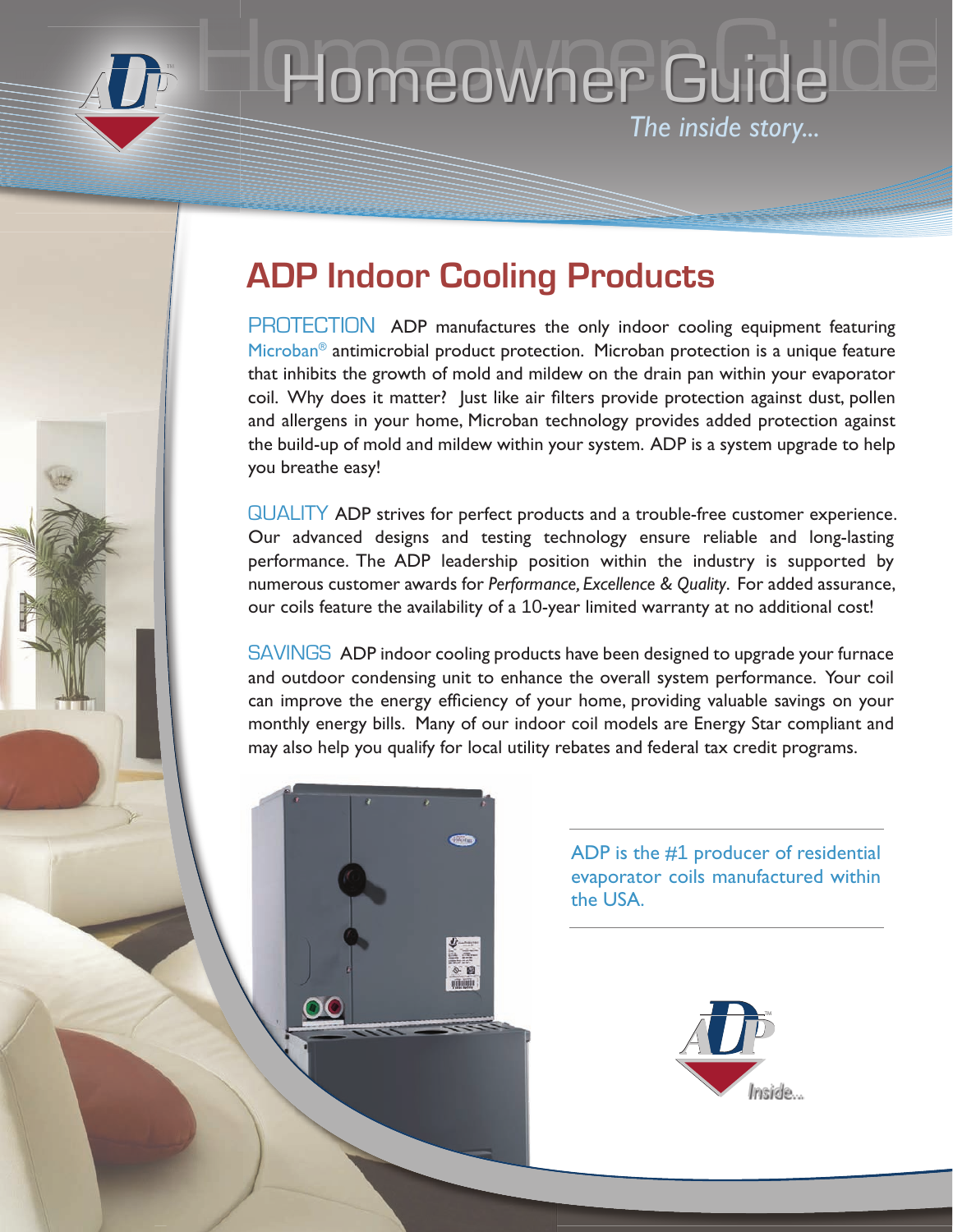# Homeowner Guide

*The inside story...*

## ADP Indoor Cooling Products

PROTECTION ADP manufactures the only indoor cooling equipment featuring Microban® antimicrobial product protection. Microban protection is a unique feature that inhibits the growth of mold and mildew on the drain pan within your evaporator coil. Why does it matter? Just like air filters provide protection against dust, pollen and allergens in your home, Microban technology provides added protection against the build-up of mold and mildew within your system. ADP is a system upgrade to help you breathe easy!

QUALITY ADP strives for perfect products and a trouble-free customer experience. Our advanced designs and testing technology ensure reliable and long-lasting performance. The ADP leadership position within the industry is supported by numerous customer awards for *Performance, Excellence & Quality*. For added assurance, our coils feature the availability of a 10-year limited warranty at no additional cost!

SAVINGS ADP indoor cooling products have been designed to upgrade your furnace and outdoor condensing unit to enhance the overall system performance. Your coil can improve the energy efficiency of your home, providing valuable savings on your monthly energy bills. Many of our indoor coil models are Energy Star compliant and may also help you qualify for local utility rebates and federal tax credit programs.

ADP is the #1 producer of residential evaporator coils manufactured within the USA.

ADP Inside...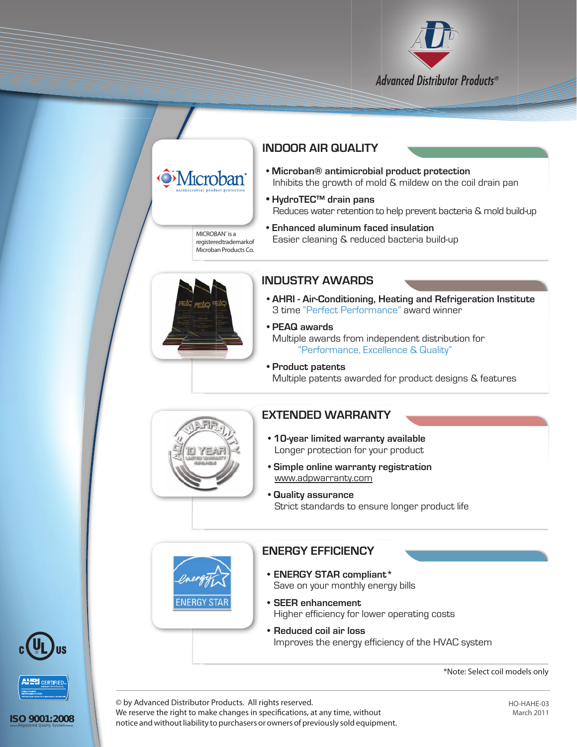Advanced Distributor Products®

## INDOOR AIR QUALITY

- **Microban® antimicrobial product protection**
  Inhibits the growth of mold & mildew on the coil drain pan
- **HydroTEC™ drain pans**
  Reduces water retention to help prevent bacteria & mold build-up
- **Enhanced aluminum faced insulation**
  Easier cleaning & reduced bacteria build-up

MICROBAN® is a registered trademark of Microban Products Co.

## INDUSTRY AWARDS

- **AHRI - Air-Conditioning, Heating and Refrigeration Institute**
  3 time "Perfect Performance" award winner
- **PEAQ awards**
  Multiple awards from independent distribution for "Performance, Excellence & Quality"
- **Product patents**
  Multiple patents awarded for product designs & features

## EXTENDED WARRANTY

- **10-year limited warranty available**
  Longer protection for your product
- **Simple online warranty registration**
  www.adpwarranty.com
- **Quality assurance**
  Strict standards to ensure longer product life

## ENERGY EFFICIENCY

- **ENERGY STAR compliant***
  Save on your monthly energy bills
- **SEER enhancement**
  Higher efficiency for lower operating costs
- **Reduced coil air loss**
  Improves the energy efficiency of the HVAC system

*Note: Select coil models only

ISO 9001:2008
Registered Quality System

© by Advanced Distributor Products. All rights reserved.
We reserve the right to make changes in specifications, at any time, without notice and without liability to purchasers or owners of previously sold equipment.

HO-HAHE-03
March 2011